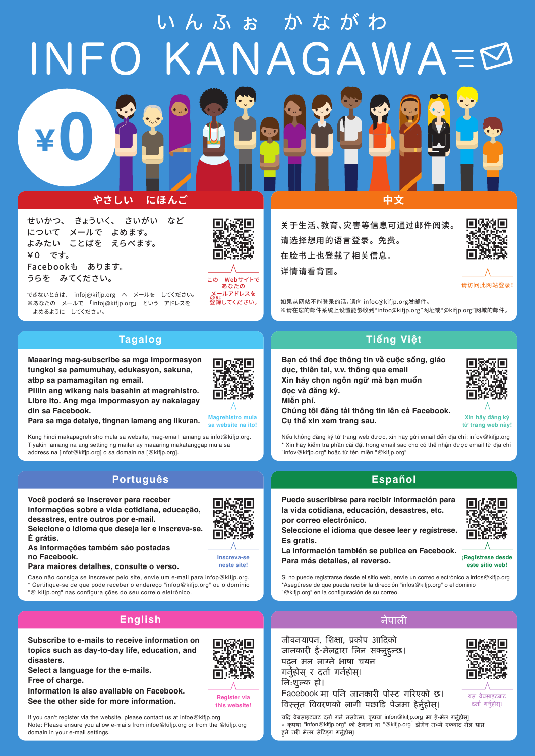いんふぉ　かながわ

# INFO KANAGAWA

¥0

## やさしい　にほんご

せいかつ、　きょういく、　さいがい　など
について　メールで　よめます。
よみたい　ことばを　えらべます。
¥０　です。
Facebookも　あります。
うらを　みてください。

このWebサイトであなたのメールアドレスを登録してください。

できないときは、　infoj@kifjp.org　へ　メールを　してください。
※あなたの　メールで　「infoj@kifjp.org」　という　アドレスを　よめるように　してください。

## 中文

关于生活、教育、灾害等信息可通过邮件阅读。
请选择想用的语言登录。免费。
在脸书上也登载了相关信息。
详情请看背面。

请访问此网站登录！

如果从网站不能登录的话，请向 infoc@kifjp.org发邮件。
※请在您的邮件系统上设置能够收到"infoc@kifjp.org"网址或"@kifjp.org"网域的邮件。

## Tagalog

**Maaaring mag-subscribe sa mga impormasyon tungkol sa pamumuhay, edukasyon, sakuna, atbp sa pamamagitan ng email.**
**Piliin ang wikang nais basahin at magrehistro.**
**Libre ito. Ang mga impormasyon ay nakalagay din sa Facebook.**
**Para sa mga detalye, tingnan lamang ang likuran.**

Magrehistro mula sa website na ito!

Kung hindi makapagrehistro mula sa website, mag-email lamang sa infot@kifjp.org.
Tiyakin lamang na ang setting ng mailer ay maaaring makatanggap mula sa address na [infot@kifjp.org] o sa domain na [@kifjp.org].

## Tiếng Việt

**Bạn có thể đọc thông tin về cuộc sống, giáo dục, thiên tai, v.v. thông qua email**
**Xin hãy chọn ngôn ngữ mà bạn muốn đọc và đăng ký.**
**Miễn phí.**
**Chúng tôi đăng tải thông tin lên cả Facebook.**
**Cụ thể xin xem trang sau.**

Xin hãy đăng ký từ trang web này!

Nếu không đăng ký từ trang web được, xin hãy gửi email đến địa chỉ: infov@kifjp.org
* Xin hãy kiểm tra phần cài đặt trong email sao cho có thể nhận được email từ địa chỉ "infov@kifjp.org" hoặc từ tên miền "@kifjp.org"

## Português

**Você poderá se inscrever para receber informações sobre a vida cotidiana, educação, desastres, entre outros por e-mail.**
**Selecione o idioma que deseja ler e inscreva-se.**
**É grátis.**
**As informações também são postadas no Facebook.**
**Para maiores detalhes, consulte o verso.**

Inscreva-se neste site!

Caso não consiga se inscrever pelo site, envie um e-mail para infop@kifjp.org.
* Certifique-se de que pode receber o endereço "infop@kifjp.org" ou o domínio "@ kifjp.org" nas configura ções do seu correio eletrônico.

## Español

**Puede suscribirse para recibir información para la vida cotidiana, educación, desastres, etc. por correo electrónico.**
**Seleccione el idioma que desee leer y regístrese.**
**Es gratis.**
**La información también se publica en Facebook.**
**Para más detalles, al reverso.**

¡Regístrese desde este sitio web!

Si no puede registrarse desde el sitio web, envíe un correo electrónico a infos@kifjp.org
*Asegúrese de que pueda recibir la dirección "infos@kifjp.org" o el dominio "@kifjp.org" en la configuración de su correo.

## English

**Subscribe to e-mails to receive information on topics such as day-to-day life, education, and disasters.**
**Select a language for the e-mails.**
**Free of charge.**
**Information is also available on Facebook.**
**See the other side for more information.**

Register via this website!

If you can't register via the website, please contact us at infoe@kifjp.org
Note: Please ensure you allow e-mails from infoe@kifjp.org or from the @kifjp.org domain in your e-mail settings.

## नेपाली

जीवनयापन, शिक्षा, प्रकोप आदिको जानकारी ई-मेलद्वारा लिन सक्नुहुन्छ।
पढ्न मन लाग्ने भाषा चयन गर्नुहोस् र दर्ता गर्नुहोस्।
नि:शुल्क हो।
Facebook मा पनि जानकारी पोस्ट गरिएको छ।
विस्तृत विवरणको लागी पछाडि पेजमा हेर्नुहोस्।

यस वेबसाइटबाट दर्ता गर्नुहोस्!

यदि वेबसाइटबाट दर्ता गर्न नसकेमा, कृपया infon@kifjp.org मा ई-मेल गर्नुहोस्।
* कृपया "infon@kifjp.org" को ठेगाना वा "@kifjp.org" डोमेन मध्ये एकबाट मेल प्राप्त हुने गरी मेलर सेटिङ्ग गर्नुहोस्।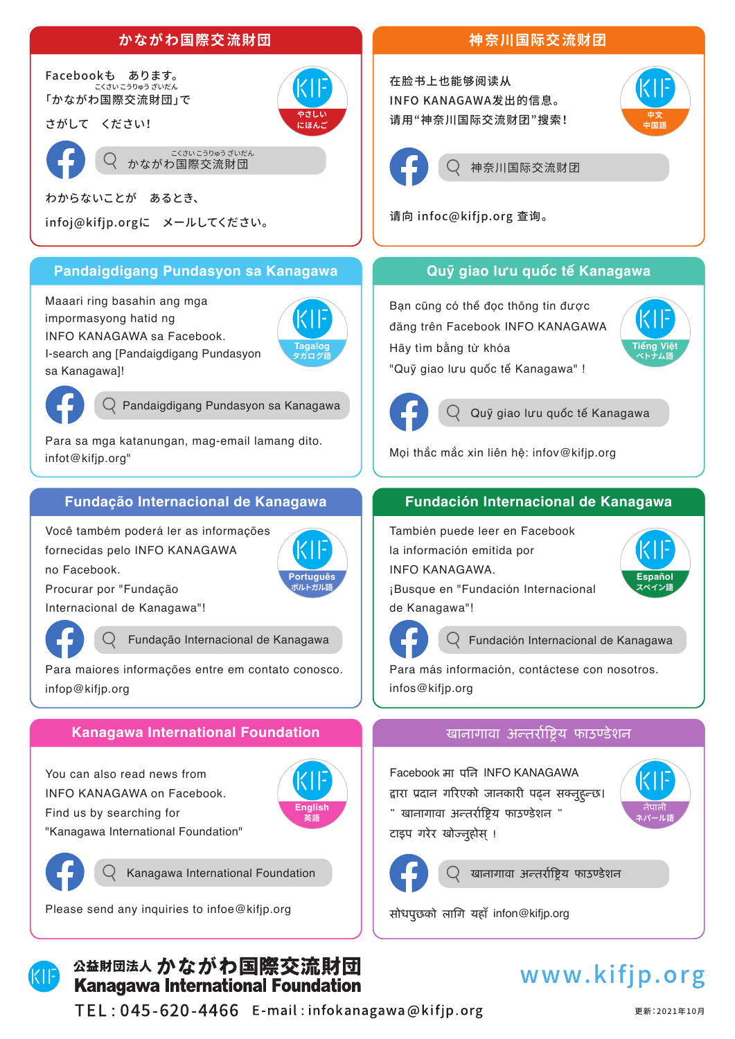## かながわ国際交流財団

Facebookも　あります。

「かながわ国際交流財団(こくさいこうりゅうざいだん)」で

さがして　ください！

KIF やさしい にほんご

かながわ国際交流財団

わからないことが　あるとき、

infoj@kifjp.orgに　メールしてください。

## 神奈川国际交流财团

在脸书上也能够阅读从

INFO KANAGAWA发出的信息。

请用“神奈川国际交流财团”搜索！

KIF 中文 中国語

神奈川国际交流财团

请向 infoc@kifjp.org 查询。

## Pandaigdigang Pundasyon sa Kanagawa

Maaari ring basahin ang mga impormasyong hatid ng INFO KANAGAWA sa Facebook. I-search ang [Pandaigdigang Pundasyon sa Kanagawa]!

KIF Tagalog タガログ語

Pandaigdigang Pundasyon sa Kanagawa

Para sa mga katanungan, mag-email lamang dito. infot@kifjp.org"

## Quỹ giao lưu quốc tế Kanagawa

Bạn cũng có thể đọc thông tin được đăng trên Facebook INFO KANAGAWA

Hãy tìm bằng từ khóa "Quỹ giao lưu quốc tế Kanagawa" !

KIF Tiếng Việt ベトナム語

Quỹ giao lưu quốc tế Kanagawa

Mọi thắc mắc xin liên hệ: infov@kifjp.org

## Fundação Internacional de Kanagawa

Você também poderá ler as informações fornecidas pelo INFO KANAGAWA no Facebook.

Procurar por "Fundação Internacional de Kanagawa"!

KIF Português ポルトガル語

Fundação Internacional de Kanagawa

Para maiores informações entre em contato conosco. infop@kifjp.org

## Fundación Internacional de Kanagawa

También puede leer en Facebook la información emitida por INFO KANAGAWA.

¡Busque en "Fundación Internacional de Kanagawa"!

KIF Español スペイン語

Fundación Internacional de Kanagawa

Para más información, contáctese con nosotros. infos@kifjp.org

## Kanagawa International Foundation

You can also read news from INFO KANAGAWA on Facebook.

Find us by searching for "Kanagawa International Foundation"

KIF English 英語

Kanagawa International Foundation

Please send any inquiries to infoe@kifjp.org

## खानागावा अन्तर्राष्ट्रिय फाउण्डेशन

Facebook मा पनि INFO KANAGAWA द्वारा प्रदान गरिएको जानकारी पढ्न सक्नुहुन्छ।

" खानागावा अन्तर्राष्ट्रिय फाउण्डेशन " टाइप गरेर खोज्नुहोस् !

KIF नेपाली ネパール語

खानागावा अन्तर्राष्ट्रिय फाउण्डेशन

सोधपुछको लागि यहाँ infon@kifjp.org

---

公益財団法人 かながわ国際交流財団

Kanagawa International Foundation

TEL：045-620-4466　E-mail：infokanagawa@kifjp.org

www.kifjp.org

更新：2021年10月